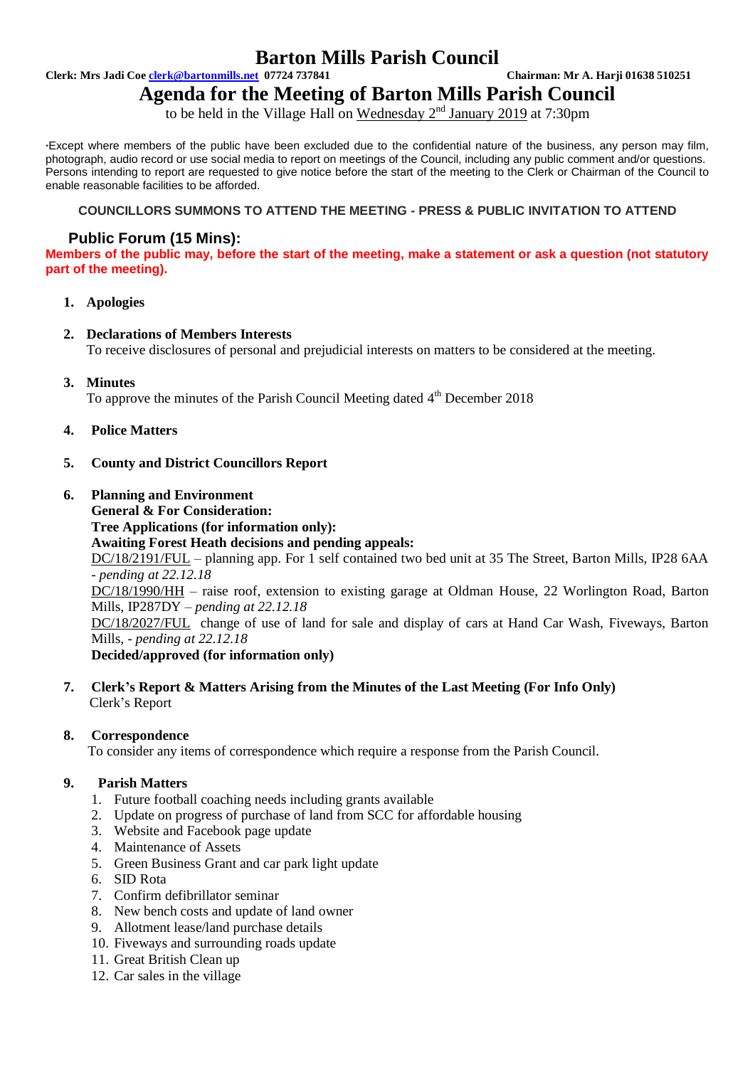# Barton Mills Parish Council

**Clerk: Mrs Jadi Coe clerk@bartonmills.net 07724 737841** **Chairman: Mr A. Harji 01638 510251**

## Agenda for the Meeting of Barton Mills Parish Council

to be held in the Village Hall on Wednesday 2nd January 2019 at 7:30pm

*Except where members of the public have been excluded due to the confidential nature of the business, any person may film, photograph, audio record or use social media to report on meetings of the Council, including any public comment and/or questions. Persons intending to report are requested to give notice before the start of the meeting to the Clerk or Chairman of the Council to enable reasonable facilities to be afforded.

**COUNCILLORS SUMMONS TO ATTEND THE MEETING - PRESS & PUBLIC INVITATION TO ATTEND**

### Public Forum (15 Mins):

**Members of the public may, before the start of the meeting, make a statement or ask a question (not statutory part of the meeting).**

1. **Apologies**

2. **Declarations of Members Interests**
   To receive disclosures of personal and prejudicial interests on matters to be considered at the meeting.

3. **Minutes**
   To approve the minutes of the Parish Council Meeting dated 4th December 2018

4. **Police Matters**

5. **County and District Councillors Report**

6. **Planning and Environment**
   **General & For Consideration:**
   **Tree Applications (for information only):**
   **Awaiting Forest Heath decisions and pending appeals:**
   DC/18/2191/FUL – planning app. For 1 self contained two bed unit at 35 The Street, Barton Mills, IP28 6AA - *pending at 22.12.18*
   DC/18/1990/HH – raise roof, extension to existing garage at Oldman House, 22 Worlington Road, Barton Mills, IP287DY – *pending at 22.12.18*
   DC/18/2027/FUL change of use of land for sale and display of cars at Hand Car Wash, Fiveways, Barton Mills, - *pending at 22.12.18*
   **Decided/approved (for information only)**

7. **Clerk's Report & Matters Arising from the Minutes of the Last Meeting (For Info Only)**
   Clerk's Report

8. **Correspondence**
   To consider any items of correspondence which require a response from the Parish Council.

9. **Parish Matters**
   1. Future football coaching needs including grants available
   2. Update on progress of purchase of land from SCC for affordable housing
   3. Website and Facebook page update
   4. Maintenance of Assets
   5. Green Business Grant and car park light update
   6. SID Rota
   7. Confirm defibrillator seminar
   8. New bench costs and update of land owner
   9. Allotment lease/land purchase details
   10. Fiveways and surrounding roads update
   11. Great British Clean up
   12. Car sales in the village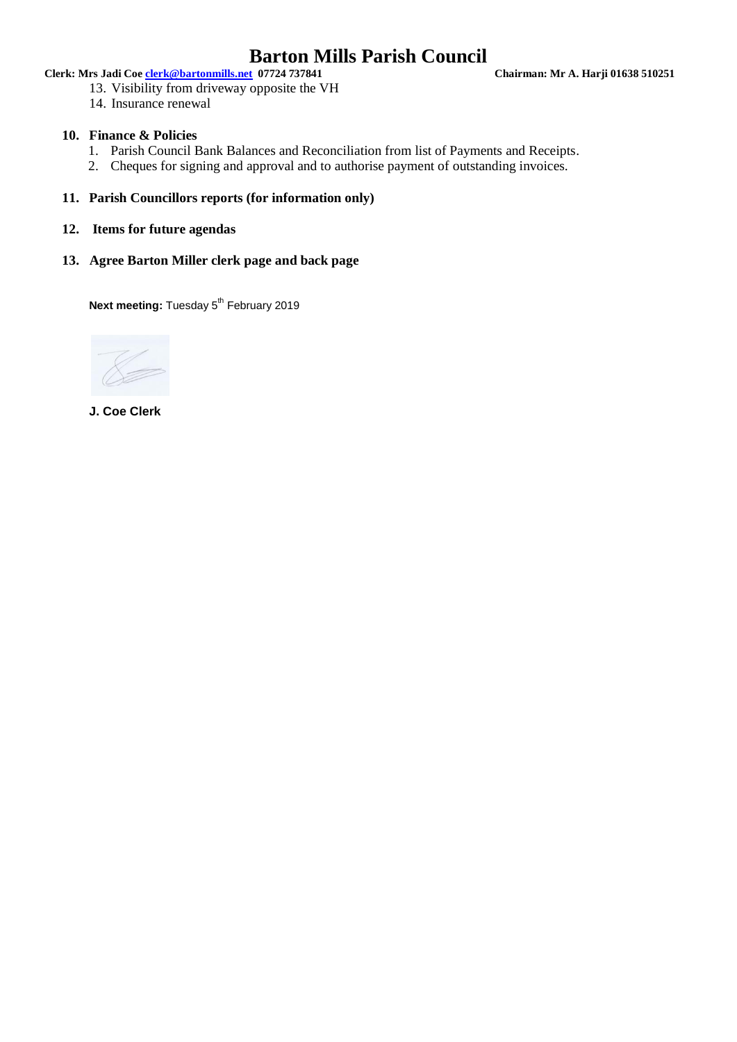13. Visibility from driveway opposite the VH
14. Insurance renewal

**10. Finance & Policies**

1. Parish Council Bank Balances and Reconciliation from list of Payments and Receipts.
2. Cheques for signing and approval and to authorise payment of outstanding invoices.

**11. Parish Councillors reports (for information only)**

**12. Items for future agendas**

**13. Agree Barton Miller clerk page and back page**

**Next meeting:** Tuesday 5th February 2019

**J. Coe Clerk**